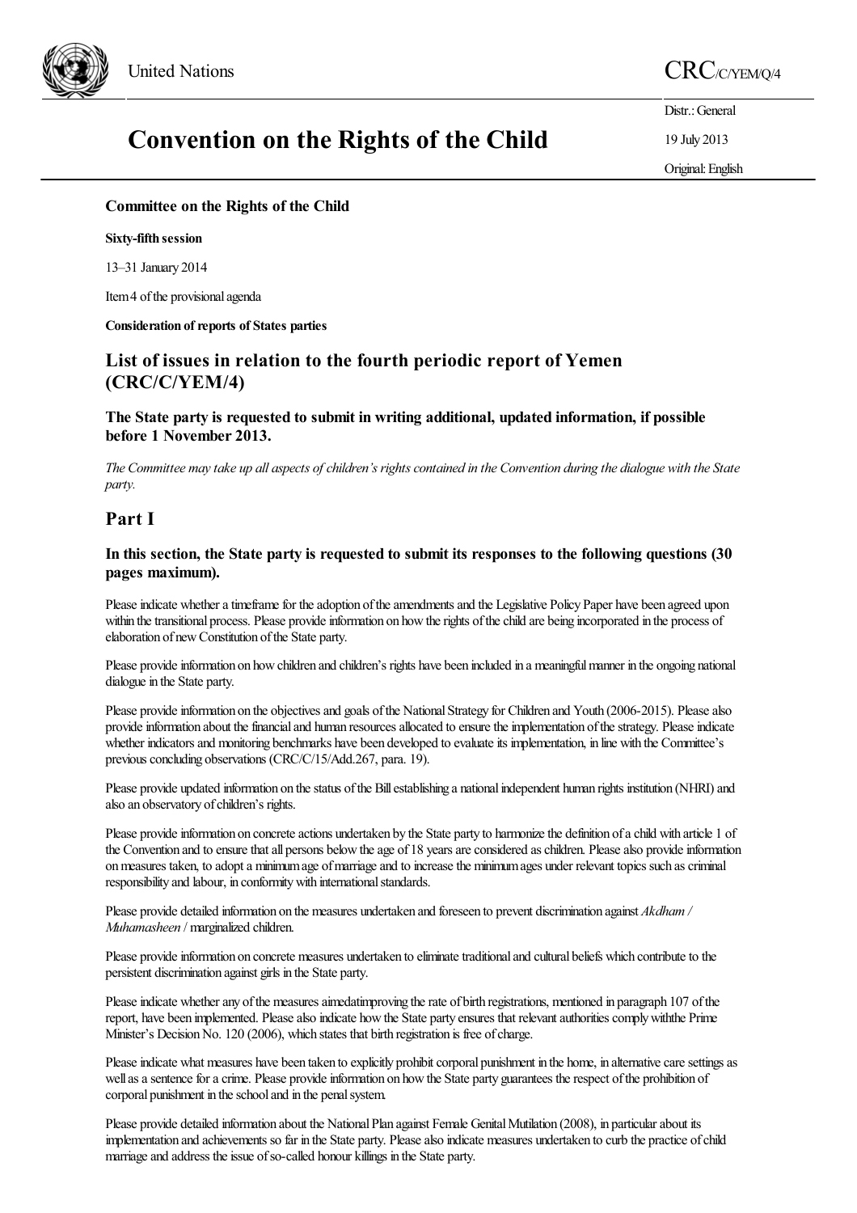United Nations

CRC/C/YEM/Q/4

Distr.: General

19 July 2013

Original: English

# Convention on the Rights of the Child

**Committee on the Rights of the Child**

**Sixty-fifth session**

13–31 January 2014

Item 4 of the provisional agenda

**Consideration of reports of States parties**

## List of issues in relation to the fourth periodic report of Yemen (CRC/C/YEM/4)

**The State party is requested to submit in writing additional, updated information, if possible before 1 November 2013.**

*The Committee may take up all aspects of children's rights contained in the Convention during the dialogue with the State party.*

## Part I

**In this section, the State party is requested to submit its responses to the following questions (30 pages maximum).**

Please indicate whether a timeframe for the adoption of the amendments and the Legislative Policy Paper have been agreed upon within the transitional process. Please provide information on how the rights of the child are being incorporated in the process of elaboration of new Constitution of the State party.

Please provide information on how children and children's rights have been included in a meaningful manner in the ongoing national dialogue in the State party.

Please provide information on the objectives and goals of the National Strategy for Children and Youth (2006-2015). Please also provide information about the financial and human resources allocated to ensure the implementation of the strategy. Please indicate whether indicators and monitoring benchmarks have been developed to evaluate its implementation, in line with the Committee's previous concluding observations (CRC/C/15/Add.267, para. 19).

Please provide updated information on the status of the Bill establishing a national independent human rights institution (NHRI) and also an observatory of children's rights.

Please provide information on concrete actions undertaken by the State party to harmonize the definition of a child with article 1 of the Convention and to ensure that all persons below the age of 18 years are considered as children. Please also provide information on measures taken, to adopt a minimum age of marriage and to increase the minimum ages under relevant topics such as criminal responsibility and labour, in conformity with international standards.

Please provide detailed information on the measures undertaken and foreseen to prevent discrimination against *Akdham / Muhamasheen* / marginalized children.

Please provide information on concrete measures undertaken to eliminate traditional and cultural beliefs which contribute to the persistent discrimination against girls in the State party.

Please indicate whether any of the measures aimed at improving the rate of birth registrations, mentioned in paragraph 107 of the report, have been implemented. Please also indicate how the State party ensures that relevant authorities comply with the Prime Minister's Decision No. 120 (2006), which states that birth registration is free of charge.

Please indicate what measures have been taken to explicitly prohibit corporal punishment in the home, in alternative care settings as well as a sentence for a crime. Please provide information on how the State party guarantees the respect of the prohibition of corporal punishment in the school and in the penal system.

Please provide detailed information about the National Plan against Female Genital Mutilation (2008), in particular about its implementation and achievements so far in the State party. Please also indicate measures undertaken to curb the practice of child marriage and address the issue of so-called honour killings in the State party.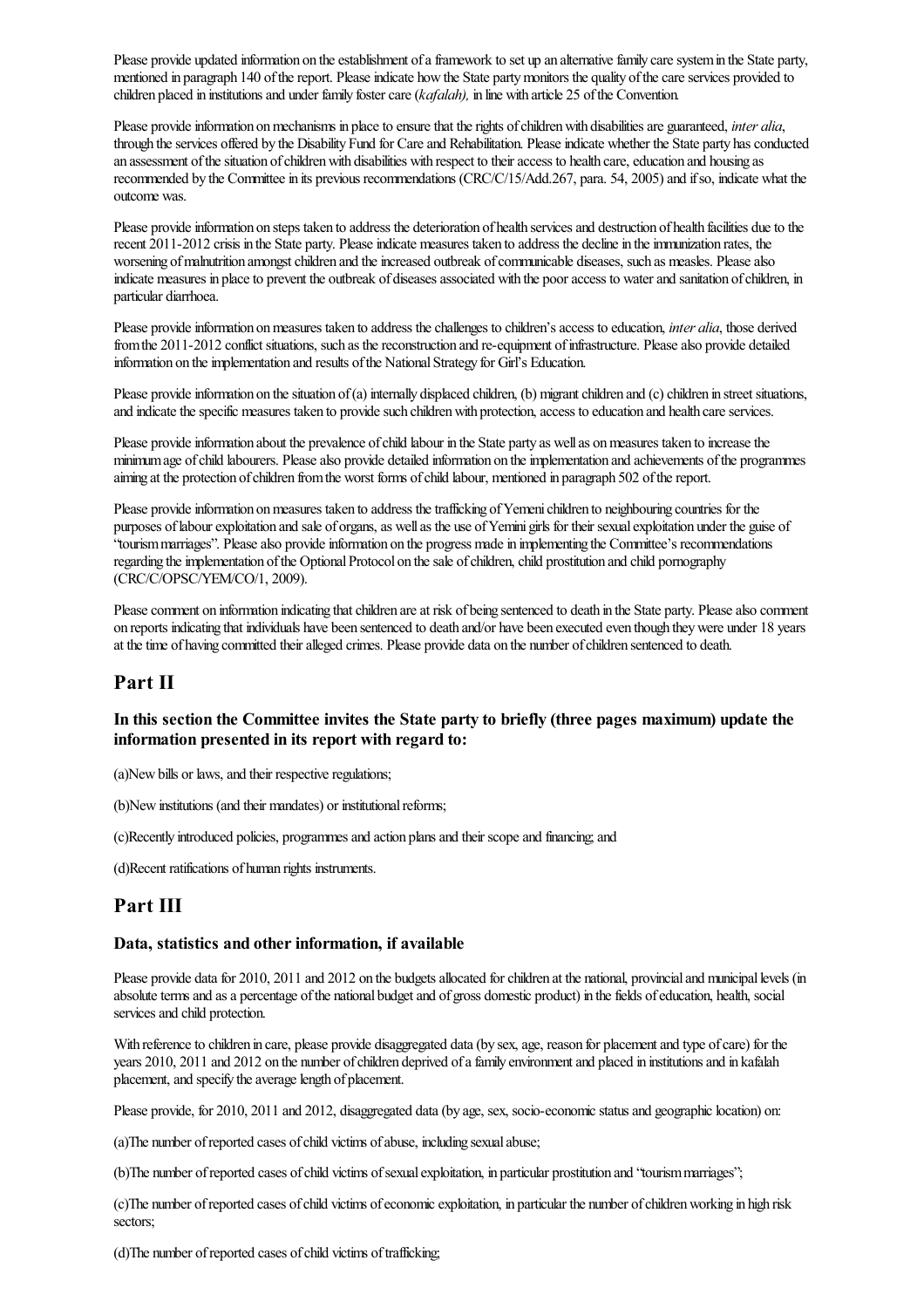Please provide updated information on the establishment of a framework to set up an alternative family care system in the State party, mentioned in paragraph 140 of the report. Please indicate how the State party monitors the quality of the care services provided to children placed in institutions and under family foster care (*kafalah),* in line with article 25 of the Convention.

Please provide information on mechanisms in place to ensure that the rights of children with disabilities are guaranteed, *inter alia*, through the services offered by the Disability Fund for Care and Rehabilitation. Please indicate whether the State party has conducted an assessment of the situation of children with disabilities with respect to their access to health care, education and housing as recommended by the Committee in its previous recommendations (CRC/C/15/Add.267, para. 54, 2005) and if so, indicate what the outcome was.

Please provide information on steps taken to address the deterioration of health services and destruction of health facilities due to the recent 2011-2012 crisis in the State party. Please indicate measures taken to address the decline in the immunization rates, the worsening of malnutrition amongst children and the increased outbreak of communicable diseases, such as measles. Please also indicate measures in place to prevent the outbreak of diseases associated with the poor access to water and sanitation of children, in particular diarrhoea.

Please provide information on measures taken to address the challenges to children's access to education, *inter alia*, those derived from the 2011-2012 conflict situations, such as the reconstruction and re-equipment of infrastructure. Please also provide detailed information on the implementation and results of the National Strategy for Girl's Education.

Please provide information on the situation of (a) internally displaced children, (b) migrant children and (c) children in street situations, and indicate the specific measures taken to provide such children with protection, access to education and health care services.

Please provide information about the prevalence of child labour in the State party as well as on measures taken to increase the minimum age of child labourers. Please also provide detailed information on the implementation and achievements of the programmes aiming at the protection of children from the worst forms of child labour, mentioned in paragraph 502 of the report.

Please provide information on measures taken to address the trafficking of Yemeni children to neighbouring countries for the purposes of labour exploitation and sale of organs, as well as the use of Yemini girls for their sexual exploitation under the guise of "tourism marriages". Please also provide information on the progress made in implementing the Committee's recommendations regarding the implementation of the Optional Protocol on the sale of children, child prostitution and child pornography (CRC/C/OPSC/YEM/CO/1, 2009).

Please comment on information indicating that children are at risk of being sentenced to death in the State party. Please also comment on reports indicating that individuals have been sentenced to death and/or have been executed even though they were under 18 years at the time of having committed their alleged crimes. Please provide data on the number of children sentenced to death.

## Part II

### In this section the Committee invites the State party to briefly (three pages maximum) update the information presented in its report with regard to:

(a)New bills or laws, and their respective regulations;

(b)New institutions (and their mandates) or institutional reforms;

(c)Recently introduced policies, programmes and action plans and their scope and financing; and

(d)Recent ratifications of human rights instruments.

## Part III

### Data, statistics and other information, if available

Please provide data for 2010, 2011 and 2012 on the budgets allocated for children at the national, provincial and municipal levels (in absolute terms and as a percentage of the national budget and of gross domestic product) in the fields of education, health, social services and child protection.

With reference to children in care, please provide disaggregated data (by sex, age, reason for placement and type of care) for the years 2010, 2011 and 2012 on the number of children deprived of a family environment and placed in institutions and in kafalah placement, and specify the average length of placement.

Please provide, for 2010, 2011 and 2012, disaggregated data (by age, sex, socio-economic status and geographic location) on:

(a)The number of reported cases of child victims of abuse, including sexual abuse;

(b)The number of reported cases of child victims of sexual exploitation, in particular prostitution and "tourism marriages";

(c)The number of reported cases of child victims of economic exploitation, in particular the number of children working in high risk sectors;

(d)The number of reported cases of child victims of trafficking;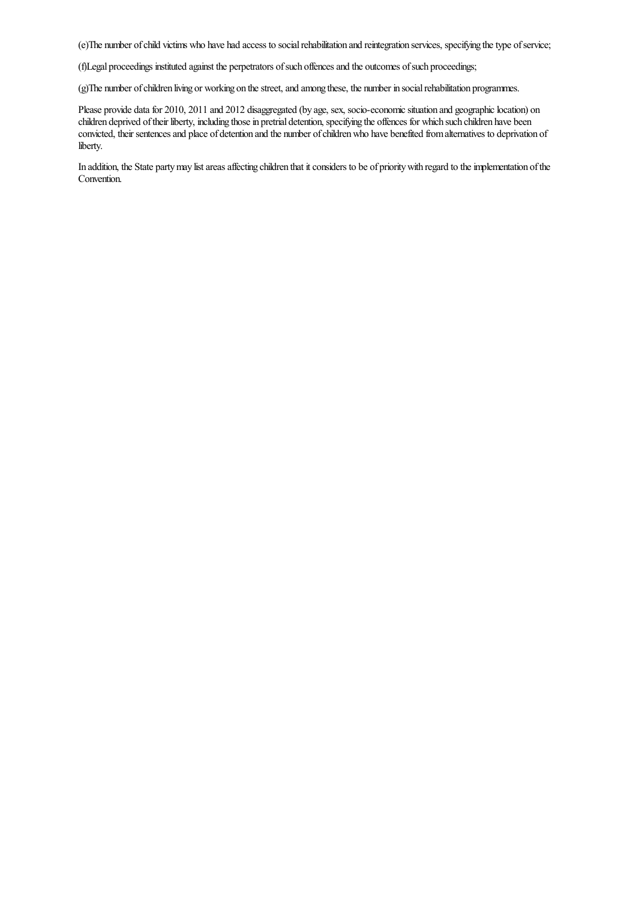(e)The number of child victims who have had access to social rehabilitation and reintegration services, specifying the type of service;

(f)Legal proceedings instituted against the perpetrators of such offences and the outcomes of such proceedings;

(g)The number of children living or working on the street, and among these, the number in social rehabilitation programmes.

Please provide data for 2010, 2011 and 2012 disaggregated (by age, sex, socio-economic situation and geographic location) on children deprived of their liberty, including those in pretrial detention, specifying the offences for which such children have been convicted, their sentences and place of detention and the number of children who have benefited from alternatives to deprivation of liberty.

In addition, the State party may list areas affecting children that it considers to be of priority with regard to the implementation of the Convention.